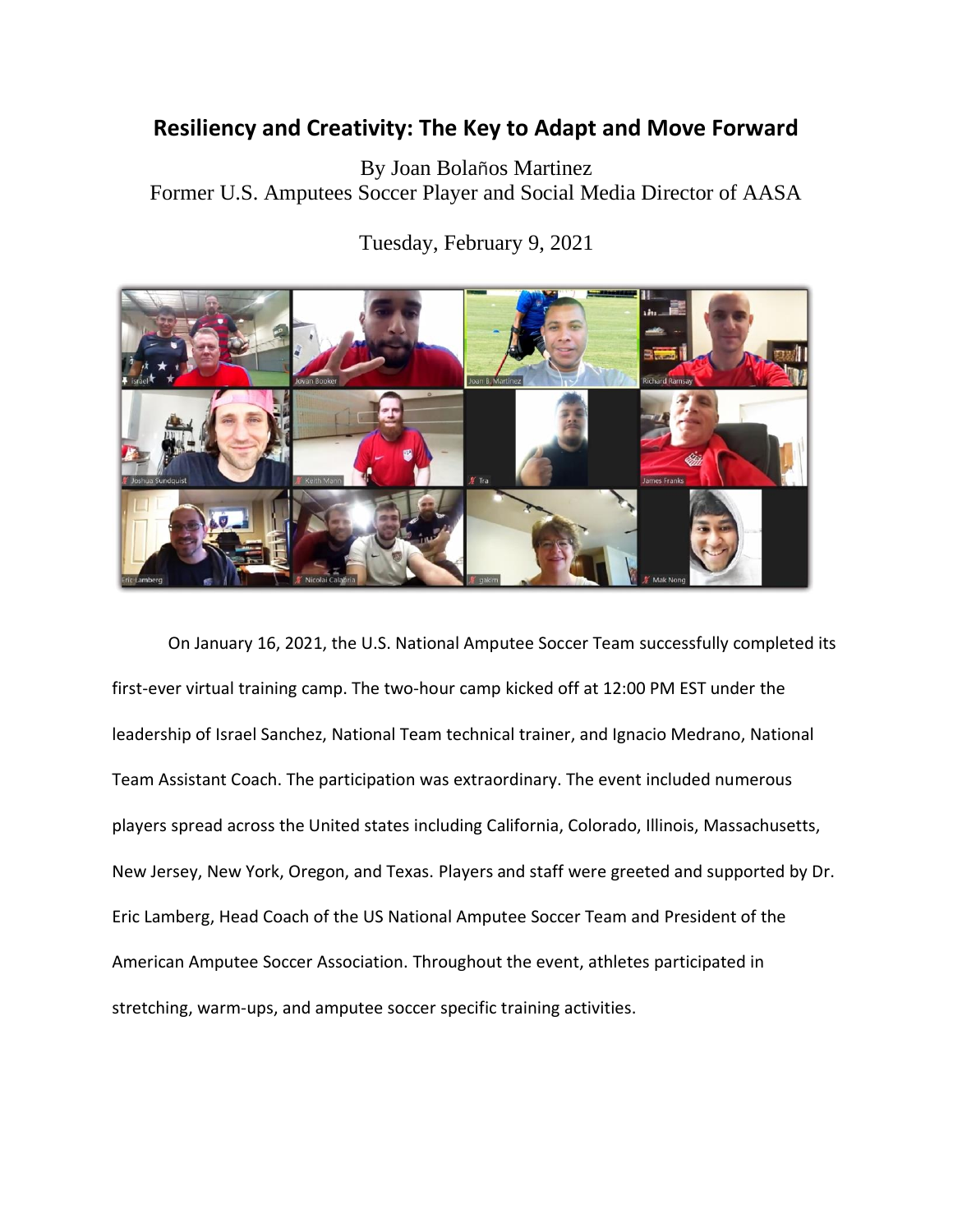# Resiliency and Creativity: The Key to Adapt and Move Forward

By Joan Bolaños Martinez
Former U.S. Amputees Soccer Player and Social Media Director of AASA

Tuesday, February 9, 2021

On January 16, 2021, the U.S. National Amputee Soccer Team successfully completed its first-ever virtual training camp. The two-hour camp kicked off at 12:00 PM EST under the leadership of Israel Sanchez, National Team technical trainer, and Ignacio Medrano, National Team Assistant Coach. The participation was extraordinary. The event included numerous players spread across the United states including California, Colorado, Illinois, Massachusetts, New Jersey, New York, Oregon, and Texas. Players and staff were greeted and supported by Dr. Eric Lamberg, Head Coach of the US National Amputee Soccer Team and President of the American Amputee Soccer Association. Throughout the event, athletes participated in stretching, warm-ups, and amputee soccer specific training activities.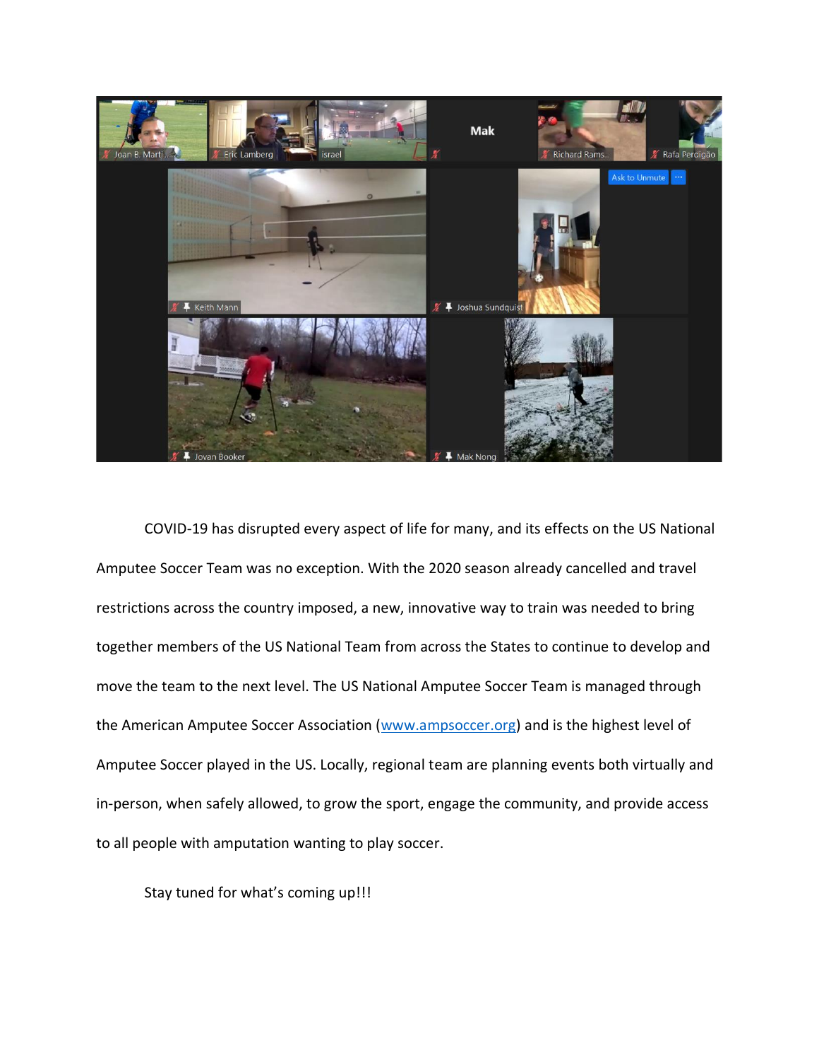COVID-19 has disrupted every aspect of life for many, and its effects on the US National Amputee Soccer Team was no exception. With the 2020 season already cancelled and travel restrictions across the country imposed, a new, innovative way to train was needed to bring together members of the US National Team from across the States to continue to develop and move the team to the next level. The US National Amputee Soccer Team is managed through the American Amputee Soccer Association (www.ampsoccer.org) and is the highest level of Amputee Soccer played in the US. Locally, regional team are planning events both virtually and in-person, when safely allowed, to grow the sport, engage the community, and provide access to all people with amputation wanting to play soccer.

Stay tuned for what's coming up!!!